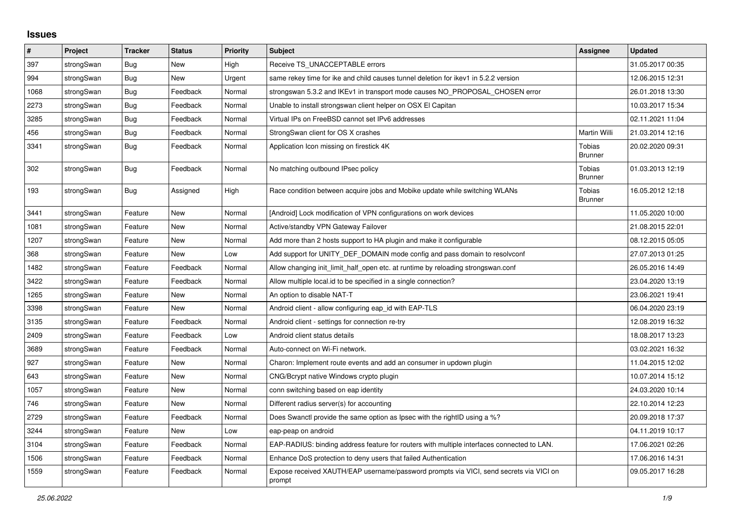## Issues

| # | Project | Tracker | Status | Priority | Subject | Assignee | Updated |
|---|---|---|---|---|---|---|---|
| 397 | strongSwan | Bug | New | High | Receive TS_UNACCEPTABLE errors | | 31.05.2017 00:35 |
| 994 | strongSwan | Bug | New | Urgent | same rekey time for ike and child causes tunnel deletion for ikev1 in 5.2.2 version | | 12.06.2015 12:31 |
| 1068 | strongSwan | Bug | Feedback | Normal | strongswan 5.3.2 and IKEv1 in transport mode causes NO_PROPOSAL_CHOSEN error | | 26.01.2018 13:30 |
| 2273 | strongSwan | Bug | Feedback | Normal | Unable to install strongswan client helper on OSX El Capitan | | 10.03.2017 15:34 |
| 3285 | strongSwan | Bug | Feedback | Normal | Virtual IPs on FreeBSD cannot set IPv6 addresses | | 02.11.2021 11:04 |
| 456 | strongSwan | Bug | Feedback | Normal | StrongSwan client for OS X crashes | Martin Willi | 21.03.2014 12:16 |
| 3341 | strongSwan | Bug | Feedback | Normal | Application Icon missing on firestick 4K | Tobias Brunner | 20.02.2020 09:31 |
| 302 | strongSwan | Bug | Feedback | Normal | No matching outbound IPsec policy | Tobias Brunner | 01.03.2013 12:19 |
| 193 | strongSwan | Bug | Assigned | High | Race condition between acquire jobs and Mobike update while switching WLANs | Tobias Brunner | 16.05.2012 12:18 |
| 3441 | strongSwan | Feature | New | Normal | [Android] Lock modification of VPN configurations on work devices | | 11.05.2020 10:00 |
| 1081 | strongSwan | Feature | New | Normal | Active/standby VPN Gateway Failover | | 21.08.2015 22:01 |
| 1207 | strongSwan | Feature | New | Normal | Add more than 2 hosts support to HA plugin and make it configurable | | 08.12.2015 05:05 |
| 368 | strongSwan | Feature | New | Low | Add support for UNITY_DEF_DOMAIN mode config and pass domain to resolvconf | | 27.07.2013 01:25 |
| 1482 | strongSwan | Feature | Feedback | Normal | Allow changing init_limit_half_open etc. at runtime by reloading strongswan.conf | | 26.05.2016 14:49 |
| 3422 | strongSwan | Feature | Feedback | Normal | Allow multiple local.id to be specified in a single connection? | | 23.04.2020 13:19 |
| 1265 | strongSwan | Feature | New | Normal | An option to disable NAT-T | | 23.06.2021 19:41 |
| 3398 | strongSwan | Feature | New | Normal | Android client - allow configuring eap_id with EAP-TLS | | 06.04.2020 23:19 |
| 3135 | strongSwan | Feature | Feedback | Normal | Android client - settings for connection re-try | | 12.08.2019 16:32 |
| 2409 | strongSwan | Feature | Feedback | Low | Android client status details | | 18.08.2017 13:23 |
| 3689 | strongSwan | Feature | Feedback | Normal | Auto-connect on Wi-Fi network. | | 03.02.2021 16:32 |
| 927 | strongSwan | Feature | New | Normal | Charon: Implement route events and add an consumer in updown plugin | | 11.04.2015 12:02 |
| 643 | strongSwan | Feature | New | Normal | CNG/Bcrypt native Windows crypto plugin | | 10.07.2014 15:12 |
| 1057 | strongSwan | Feature | New | Normal | conn switching based on eap identity | | 24.03.2020 10:14 |
| 746 | strongSwan | Feature | New | Normal | Different radius server(s) for accounting | | 22.10.2014 12:23 |
| 2729 | strongSwan | Feature | Feedback | Normal | Does Swanctl provide the same option as Ipsec with the rightID using a %? | | 20.09.2018 17:37 |
| 3244 | strongSwan | Feature | New | Low | eap-peap on android | | 04.11.2019 10:17 |
| 3104 | strongSwan | Feature | Feedback | Normal | EAP-RADIUS: binding address feature for routers with multiple interfaces connected to LAN. | | 17.06.2021 02:26 |
| 1506 | strongSwan | Feature | Feedback | Normal | Enhance DoS protection to deny users that failed Authentication | | 17.06.2016 14:31 |
| 1559 | strongSwan | Feature | Feedback | Normal | Expose received XAUTH/EAP username/password prompts via VICI, send secrets via VICI on prompt | | 09.05.2017 16:28 |

*25.06.2022*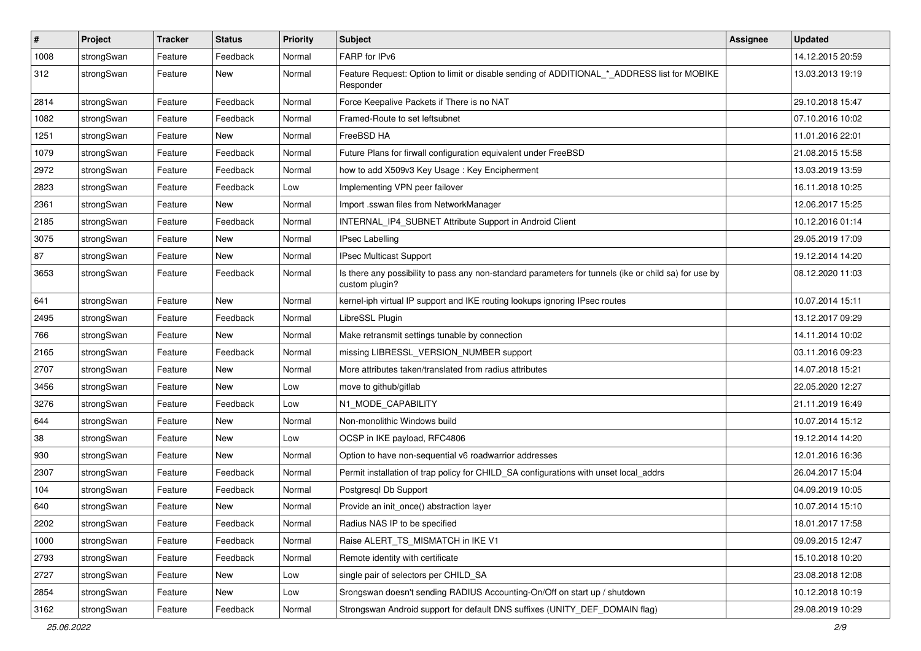| # | Project | Tracker | Status | Priority | Subject | Assignee | Updated |
|---|---|---|---|---|---|---|---|
| 1008 | strongSwan | Feature | Feedback | Normal | FARP for IPv6 | | 14.12.2015 20:59 |
| 312 | strongSwan | Feature | New | Normal | Feature Request: Option to limit or disable sending of ADDITIONAL_*_ADDRESS list for MOBIKE Responder | | 13.03.2013 19:19 |
| 2814 | strongSwan | Feature | Feedback | Normal | Force Keepalive Packets if There is no NAT | | 29.10.2018 15:47 |
| 1082 | strongSwan | Feature | Feedback | Normal | Framed-Route to set leftsubnet | | 07.10.2016 10:02 |
| 1251 | strongSwan | Feature | New | Normal | FreeBSD HA | | 11.01.2016 22:01 |
| 1079 | strongSwan | Feature | Feedback | Normal | Future Plans for firwall configuration equivalent under FreeBSD | | 21.08.2015 15:58 |
| 2972 | strongSwan | Feature | Feedback | Normal | how to add X509v3 Key Usage : Key Encipherment | | 13.03.2019 13:59 |
| 2823 | strongSwan | Feature | Feedback | Low | Implementing VPN peer failover | | 16.11.2018 10:25 |
| 2361 | strongSwan | Feature | New | Normal | Import .sswan files from NetworkManager | | 12.06.2017 15:25 |
| 2185 | strongSwan | Feature | Feedback | Normal | INTERNAL_IP4_SUBNET Attribute Support in Android Client | | 10.12.2016 01:14 |
| 3075 | strongSwan | Feature | New | Normal | IPsec Labelling | | 29.05.2019 17:09 |
| 87 | strongSwan | Feature | New | Normal | IPsec Multicast Support | | 19.12.2014 14:20 |
| 3653 | strongSwan | Feature | Feedback | Normal | Is there any possibility to pass any non-standard parameters for tunnels (ike or child sa) for use by custom plugin? | | 08.12.2020 11:03 |
| 641 | strongSwan | Feature | New | Normal | kernel-iph virtual IP support and IKE routing lookups ignoring IPsec routes | | 10.07.2014 15:11 |
| 2495 | strongSwan | Feature | Feedback | Normal | LibreSSL Plugin | | 13.12.2017 09:29 |
| 766 | strongSwan | Feature | New | Normal | Make retransmit settings tunable by connection | | 14.11.2014 10:02 |
| 2165 | strongSwan | Feature | Feedback | Normal | missing LIBRESSL_VERSION_NUMBER support | | 03.11.2016 09:23 |
| 2707 | strongSwan | Feature | New | Normal | More attributes taken/translated from radius attributes | | 14.07.2018 15:21 |
| 3456 | strongSwan | Feature | New | Low | move to github/gitlab | | 22.05.2020 12:27 |
| 3276 | strongSwan | Feature | Feedback | Low | N1_MODE_CAPABILITY | | 21.11.2019 16:49 |
| 644 | strongSwan | Feature | New | Normal | Non-monolithic Windows build | | 10.07.2014 15:12 |
| 38 | strongSwan | Feature | New | Low | OCSP in IKE payload, RFC4806 | | 19.12.2014 14:20 |
| 930 | strongSwan | Feature | New | Normal | Option to have non-sequential v6 roadwarrior addresses | | 12.01.2016 16:36 |
| 2307 | strongSwan | Feature | Feedback | Normal | Permit installation of trap policy for CHILD_SA configurations with unset local_addrs | | 26.04.2017 15:04 |
| 104 | strongSwan | Feature | Feedback | Normal | Postgresql Db Support | | 04.09.2019 10:05 |
| 640 | strongSwan | Feature | New | Normal | Provide an init_once() abstraction layer | | 10.07.2014 15:10 |
| 2202 | strongSwan | Feature | Feedback | Normal | Radius NAS IP to be specified | | 18.01.2017 17:58 |
| 1000 | strongSwan | Feature | Feedback | Normal | Raise ALERT_TS_MISMATCH in IKE V1 | | 09.09.2015 12:47 |
| 2793 | strongSwan | Feature | Feedback | Normal | Remote identity with certificate | | 15.10.2018 10:20 |
| 2727 | strongSwan | Feature | New | Low | single pair of selectors per CHILD_SA | | 23.08.2018 12:08 |
| 2854 | strongSwan | Feature | New | Low | Srongswan doesn't sending RADIUS Accounting-On/Off on start up / shutdown | | 10.12.2018 10:19 |
| 3162 | strongSwan | Feature | Feedback | Normal | Strongswan Android support for default DNS suffixes (UNITY_DEF_DOMAIN flag) | | 29.08.2019 10:29 |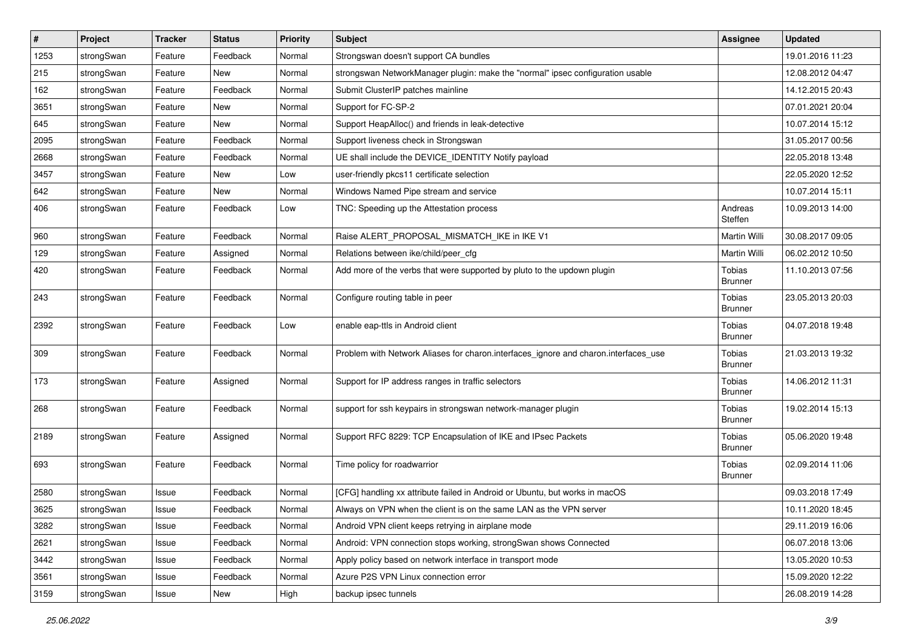| # | Project | Tracker | Status | Priority | Subject | Assignee | Updated |
|---|---|---|---|---|---|---|---|
| 1253 | strongSwan | Feature | Feedback | Normal | Strongswan doesn't support CA bundles | | 19.01.2016 11:23 |
| 215 | strongSwan | Feature | New | Normal | strongswan NetworkManager plugin: make the "normal" ipsec configuration usable | | 12.08.2012 04:47 |
| 162 | strongSwan | Feature | Feedback | Normal | Submit ClusterIP patches mainline | | 14.12.2015 20:43 |
| 3651 | strongSwan | Feature | New | Normal | Support for FC-SP-2 | | 07.01.2021 20:04 |
| 645 | strongSwan | Feature | New | Normal | Support HeapAlloc() and friends in leak-detective | | 10.07.2014 15:12 |
| 2095 | strongSwan | Feature | Feedback | Normal | Support liveness check in Strongswan | | 31.05.2017 00:56 |
| 2668 | strongSwan | Feature | Feedback | Normal | UE shall include the DEVICE_IDENTITY Notify payload | | 22.05.2018 13:48 |
| 3457 | strongSwan | Feature | New | Low | user-friendly pkcs11 certificate selection | | 22.05.2020 12:52 |
| 642 | strongSwan | Feature | New | Normal | Windows Named Pipe stream and service | | 10.07.2014 15:11 |
| 406 | strongSwan | Feature | Feedback | Low | TNC: Speeding up the Attestation process | Andreas Steffen | 10.09.2013 14:00 |
| 960 | strongSwan | Feature | Feedback | Normal | Raise ALERT_PROPOSAL_MISMATCH_IKE in IKE V1 | Martin Willi | 30.08.2017 09:05 |
| 129 | strongSwan | Feature | Assigned | Normal | Relations between ike/child/peer_cfg | Martin Willi | 06.02.2012 10:50 |
| 420 | strongSwan | Feature | Feedback | Normal | Add more of the verbs that were supported by pluto to the updown plugin | Tobias Brunner | 11.10.2013 07:56 |
| 243 | strongSwan | Feature | Feedback | Normal | Configure routing table in peer | Tobias Brunner | 23.05.2013 20:03 |
| 2392 | strongSwan | Feature | Feedback | Low | enable eap-ttls in Android client | Tobias Brunner | 04.07.2018 19:48 |
| 309 | strongSwan | Feature | Feedback | Normal | Problem with Network Aliases for charon.interfaces_ignore and charon.interfaces_use | Tobias Brunner | 21.03.2013 19:32 |
| 173 | strongSwan | Feature | Assigned | Normal | Support for IP address ranges in traffic selectors | Tobias Brunner | 14.06.2012 11:31 |
| 268 | strongSwan | Feature | Feedback | Normal | support for ssh keypairs in strongswan network-manager plugin | Tobias Brunner | 19.02.2014 15:13 |
| 2189 | strongSwan | Feature | Assigned | Normal | Support RFC 8229: TCP Encapsulation of IKE and IPsec Packets | Tobias Brunner | 05.06.2020 19:48 |
| 693 | strongSwan | Feature | Feedback | Normal | Time policy for roadwarrior | Tobias Brunner | 02.09.2014 11:06 |
| 2580 | strongSwan | Issue | Feedback | Normal | [CFG] handling xx attribute failed in Android or Ubuntu, but works in macOS | | 09.03.2018 17:49 |
| 3625 | strongSwan | Issue | Feedback | Normal | Always on VPN when the client is on the same LAN as the VPN server | | 10.11.2020 18:45 |
| 3282 | strongSwan | Issue | Feedback | Normal | Android VPN client keeps retrying in airplane mode | | 29.11.2019 16:06 |
| 2621 | strongSwan | Issue | Feedback | Normal | Android: VPN connection stops working, strongSwan shows Connected | | 06.07.2018 13:06 |
| 3442 | strongSwan | Issue | Feedback | Normal | Apply policy based on network interface in transport mode | | 13.05.2020 10:53 |
| 3561 | strongSwan | Issue | Feedback | Normal | Azure P2S VPN Linux connection error | | 15.09.2020 12:22 |
| 3159 | strongSwan | Issue | New | High | backup ipsec tunnels | | 26.08.2019 14:28 |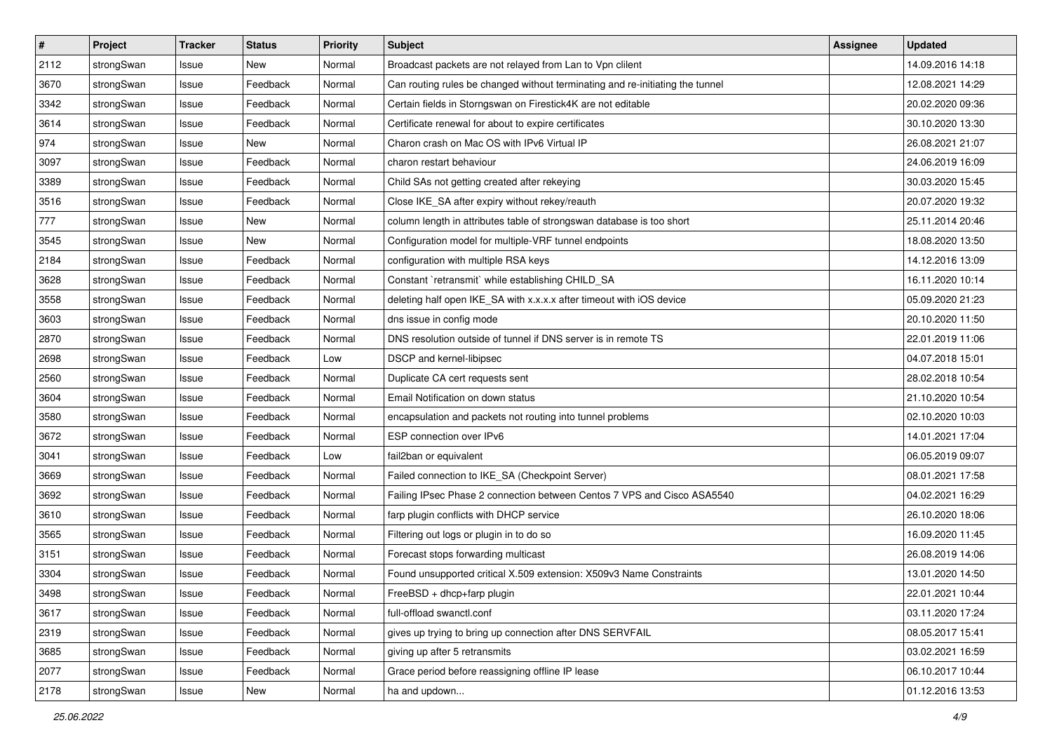| # | Project | Tracker | Status | Priority | Subject | Assignee | Updated |
|---|---|---|---|---|---|---|---|
| 2112 | strongSwan | Issue | New | Normal | Broadcast packets are not relayed from Lan to Vpn clilent | | 14.09.2016 14:18 |
| 3670 | strongSwan | Issue | Feedback | Normal | Can routing rules be changed without terminating and re-initiating the tunnel | | 12.08.2021 14:29 |
| 3342 | strongSwan | Issue | Feedback | Normal | Certain fields in Storngswan on Firestick4K are not editable | | 20.02.2020 09:36 |
| 3614 | strongSwan | Issue | Feedback | Normal | Certificate renewal for about to expire certificates | | 30.10.2020 13:30 |
| 974 | strongSwan | Issue | New | Normal | Charon crash on Mac OS with IPv6 Virtual IP | | 26.08.2021 21:07 |
| 3097 | strongSwan | Issue | Feedback | Normal | charon restart behaviour | | 24.06.2019 16:09 |
| 3389 | strongSwan | Issue | Feedback | Normal | Child SAs not getting created after rekeying | | 30.03.2020 15:45 |
| 3516 | strongSwan | Issue | Feedback | Normal | Close IKE_SA after expiry without rekey/reauth | | 20.07.2020 19:32 |
| 777 | strongSwan | Issue | New | Normal | column length in attributes table of strongswan database is too short | | 25.11.2014 20:46 |
| 3545 | strongSwan | Issue | New | Normal | Configuration model for multiple-VRF tunnel endpoints | | 18.08.2020 13:50 |
| 2184 | strongSwan | Issue | Feedback | Normal | configuration with multiple RSA keys | | 14.12.2016 13:09 |
| 3628 | strongSwan | Issue | Feedback | Normal | Constant `retransmit` while establishing CHILD_SA | | 16.11.2020 10:14 |
| 3558 | strongSwan | Issue | Feedback | Normal | deleting half open IKE_SA with x.x.x.x after timeout with iOS device | | 05.09.2020 21:23 |
| 3603 | strongSwan | Issue | Feedback | Normal | dns issue in config mode | | 20.10.2020 11:50 |
| 2870 | strongSwan | Issue | Feedback | Normal | DNS resolution outside of tunnel if DNS server is in remote TS | | 22.01.2019 11:06 |
| 2698 | strongSwan | Issue | Feedback | Low | DSCP and kernel-libipsec | | 04.07.2018 15:01 |
| 2560 | strongSwan | Issue | Feedback | Normal | Duplicate CA cert requests sent | | 28.02.2018 10:54 |
| 3604 | strongSwan | Issue | Feedback | Normal | Email Notification on down status | | 21.10.2020 10:54 |
| 3580 | strongSwan | Issue | Feedback | Normal | encapsulation and packets not routing into tunnel problems | | 02.10.2020 10:03 |
| 3672 | strongSwan | Issue | Feedback | Normal | ESP connection over IPv6 | | 14.01.2021 17:04 |
| 3041 | strongSwan | Issue | Feedback | Low | fail2ban or equivalent | | 06.05.2019 09:07 |
| 3669 | strongSwan | Issue | Feedback | Normal | Failed connection to IKE_SA (Checkpoint Server) | | 08.01.2021 17:58 |
| 3692 | strongSwan | Issue | Feedback | Normal | Failing IPsec Phase 2 connection between Centos 7 VPS and Cisco ASA5540 | | 04.02.2021 16:29 |
| 3610 | strongSwan | Issue | Feedback | Normal | farp plugin conflicts with DHCP service | | 26.10.2020 18:06 |
| 3565 | strongSwan | Issue | Feedback | Normal | Filtering out logs or plugin in to do so | | 16.09.2020 11:45 |
| 3151 | strongSwan | Issue | Feedback | Normal | Forecast stops forwarding multicast | | 26.08.2019 14:06 |
| 3304 | strongSwan | Issue | Feedback | Normal | Found unsupported critical X.509 extension: X509v3 Name Constraints | | 13.01.2020 14:50 |
| 3498 | strongSwan | Issue | Feedback | Normal | FreeBSD + dhcp+farp plugin | | 22.01.2021 10:44 |
| 3617 | strongSwan | Issue | Feedback | Normal | full-offload swanctl.conf | | 03.11.2020 17:24 |
| 2319 | strongSwan | Issue | Feedback | Normal | gives up trying to bring up connection after DNS SERVFAIL | | 08.05.2017 15:41 |
| 3685 | strongSwan | Issue | Feedback | Normal | giving up after 5 retransmits | | 03.02.2021 16:59 |
| 2077 | strongSwan | Issue | Feedback | Normal | Grace period before reassigning offline IP lease | | 06.10.2017 10:44 |
| 2178 | strongSwan | Issue | New | Normal | ha and updown... | | 01.12.2016 13:53 |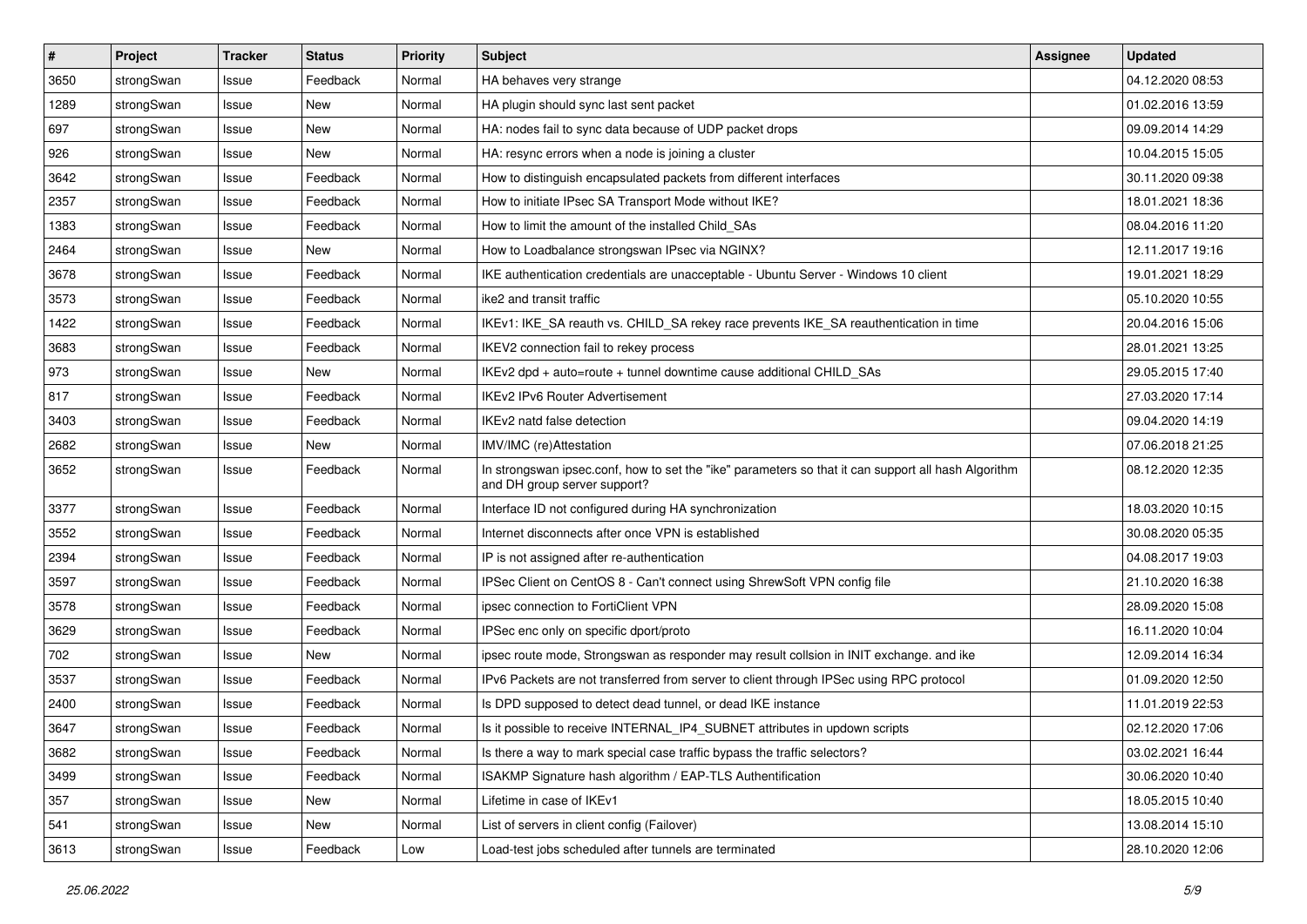| # | Project | Tracker | Status | Priority | Subject | Assignee | Updated |
|---|---|---|---|---|---|---|---|
| 3650 | strongSwan | Issue | Feedback | Normal | HA behaves very strange | | 04.12.2020 08:53 |
| 1289 | strongSwan | Issue | New | Normal | HA plugin should sync last sent packet | | 01.02.2016 13:59 |
| 697 | strongSwan | Issue | New | Normal | HA: nodes fail to sync data because of UDP packet drops | | 09.09.2014 14:29 |
| 926 | strongSwan | Issue | New | Normal | HA: resync errors when a node is joining a cluster | | 10.04.2015 15:05 |
| 3642 | strongSwan | Issue | Feedback | Normal | How to distinguish encapsulated packets from different interfaces | | 30.11.2020 09:38 |
| 2357 | strongSwan | Issue | Feedback | Normal | How to initiate IPsec SA Transport Mode without IKE? | | 18.01.2021 18:36 |
| 1383 | strongSwan | Issue | Feedback | Normal | How to limit the amount of the installed Child_SAs | | 08.04.2016 11:20 |
| 2464 | strongSwan | Issue | New | Normal | How to Loadbalance strongswan IPsec via NGINX? | | 12.11.2017 19:16 |
| 3678 | strongSwan | Issue | Feedback | Normal | IKE authentication credentials are unacceptable - Ubuntu Server - Windows 10 client | | 19.01.2021 18:29 |
| 3573 | strongSwan | Issue | Feedback | Normal | ike2 and transit traffic | | 05.10.2020 10:55 |
| 1422 | strongSwan | Issue | Feedback | Normal | IKEv1: IKE_SA reauth vs. CHILD_SA rekey race prevents IKE_SA reauthentication in time | | 20.04.2016 15:06 |
| 3683 | strongSwan | Issue | Feedback | Normal | IKEV2 connection fail to rekey process | | 28.01.2021 13:25 |
| 973 | strongSwan | Issue | New | Normal | IKEv2 dpd + auto=route + tunnel downtime cause additional CHILD_SAs | | 29.05.2015 17:40 |
| 817 | strongSwan | Issue | Feedback | Normal | IKEv2 IPv6 Router Advertisement | | 27.03.2020 17:14 |
| 3403 | strongSwan | Issue | Feedback | Normal | IKEv2 natd false detection | | 09.04.2020 14:19 |
| 2682 | strongSwan | Issue | New | Normal | IMV/IMC (re)Attestation | | 07.06.2018 21:25 |
| 3652 | strongSwan | Issue | Feedback | Normal | In strongswan ipsec.conf, how to set the "ike" parameters so that it can support all hash Algorithm and DH group server support? | | 08.12.2020 12:35 |
| 3377 | strongSwan | Issue | Feedback | Normal | Interface ID not configured during HA synchronization | | 18.03.2020 10:15 |
| 3552 | strongSwan | Issue | Feedback | Normal | Internet disconnects after once VPN is established | | 30.08.2020 05:35 |
| 2394 | strongSwan | Issue | Feedback | Normal | IP is not assigned after re-authentication | | 04.08.2017 19:03 |
| 3597 | strongSwan | Issue | Feedback | Normal | IPSec Client on CentOS 8 - Can't connect using ShrewSoft VPN config file | | 21.10.2020 16:38 |
| 3578 | strongSwan | Issue | Feedback | Normal | ipsec connection to FortiClient VPN | | 28.09.2020 15:08 |
| 3629 | strongSwan | Issue | Feedback | Normal | IPSec enc only on specific dport/proto | | 16.11.2020 10:04 |
| 702 | strongSwan | Issue | New | Normal | ipsec route mode, Strongswan as responder may result collsion in INIT exchange. and ike | | 12.09.2014 16:34 |
| 3537 | strongSwan | Issue | Feedback | Normal | IPv6 Packets are not transferred from server to client through IPSec using RPC protocol | | 01.09.2020 12:50 |
| 2400 | strongSwan | Issue | Feedback | Normal | Is DPD supposed to detect dead tunnel, or dead IKE instance | | 11.01.2019 22:53 |
| 3647 | strongSwan | Issue | Feedback | Normal | Is it possible to receive INTERNAL_IP4_SUBNET attributes in updown scripts | | 02.12.2020 17:06 |
| 3682 | strongSwan | Issue | Feedback | Normal | Is there a way to mark special case traffic bypass the traffic selectors? | | 03.02.2021 16:44 |
| 3499 | strongSwan | Issue | Feedback | Normal | ISAKMP Signature hash algorithm / EAP-TLS Authentification | | 30.06.2020 10:40 |
| 357 | strongSwan | Issue | New | Normal | Lifetime in case of IKEv1 | | 18.05.2015 10:40 |
| 541 | strongSwan | Issue | New | Normal | List of servers in client config (Failover) | | 13.08.2014 15:10 |
| 3613 | strongSwan | Issue | Feedback | Low | Load-test jobs scheduled after tunnels are terminated | | 28.10.2020 12:06 |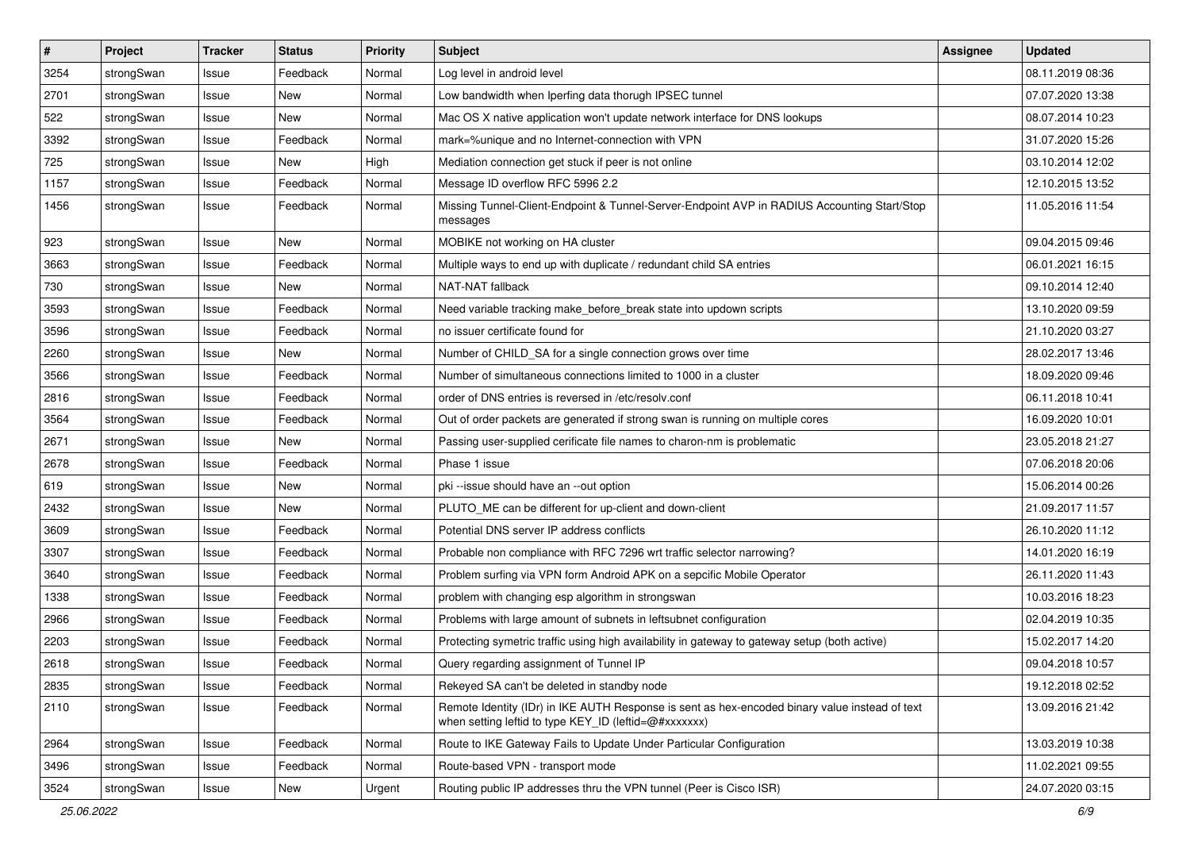| # | Project | Tracker | Status | Priority | Subject | Assignee | Updated |
|---|---|---|---|---|---|---|---|
| 3254 | strongSwan | Issue | Feedback | Normal | Log level in android level | | 08.11.2019 08:36 |
| 2701 | strongSwan | Issue | New | Normal | Low bandwidth when Iperfing data thorugh IPSEC tunnel | | 07.07.2020 13:38 |
| 522 | strongSwan | Issue | New | Normal | Mac OS X native application won't update network interface for DNS lookups | | 08.07.2014 10:23 |
| 3392 | strongSwan | Issue | Feedback | Normal | mark=%unique and no Internet-connection with VPN | | 31.07.2020 15:26 |
| 725 | strongSwan | Issue | New | High | Mediation connection get stuck if peer is not online | | 03.10.2014 12:02 |
| 1157 | strongSwan | Issue | Feedback | Normal | Message ID overflow RFC 5996 2.2 | | 12.10.2015 13:52 |
| 1456 | strongSwan | Issue | Feedback | Normal | Missing Tunnel-Client-Endpoint & Tunnel-Server-Endpoint AVP in RADIUS Accounting Start/Stop messages | | 11.05.2016 11:54 |
| 923 | strongSwan | Issue | New | Normal | MOBIKE not working on HA cluster | | 09.04.2015 09:46 |
| 3663 | strongSwan | Issue | Feedback | Normal | Multiple ways to end up with duplicate / redundant child SA entries | | 06.01.2021 16:15 |
| 730 | strongSwan | Issue | New | Normal | NAT-NAT fallback | | 09.10.2014 12:40 |
| 3593 | strongSwan | Issue | Feedback | Normal | Need variable tracking make_before_break state into updown scripts | | 13.10.2020 09:59 |
| 3596 | strongSwan | Issue | Feedback | Normal | no issuer certificate found for | | 21.10.2020 03:27 |
| 2260 | strongSwan | Issue | New | Normal | Number of CHILD_SA for a single connection grows over time | | 28.02.2017 13:46 |
| 3566 | strongSwan | Issue | Feedback | Normal | Number of simultaneous connections limited to 1000 in a cluster | | 18.09.2020 09:46 |
| 2816 | strongSwan | Issue | Feedback | Normal | order of DNS entries is reversed in /etc/resolv.conf | | 06.11.2018 10:41 |
| 3564 | strongSwan | Issue | Feedback | Normal | Out of order packets are generated if strong swan is running on multiple cores | | 16.09.2020 10:01 |
| 2671 | strongSwan | Issue | New | Normal | Passing user-supplied cerificate file names to charon-nm is problematic | | 23.05.2018 21:27 |
| 2678 | strongSwan | Issue | Feedback | Normal | Phase 1 issue | | 07.06.2018 20:06 |
| 619 | strongSwan | Issue | New | Normal | pki --issue should have an --out option | | 15.06.2014 00:26 |
| 2432 | strongSwan | Issue | New | Normal | PLUTO_ME can be different for up-client and down-client | | 21.09.2017 11:57 |
| 3609 | strongSwan | Issue | Feedback | Normal | Potential DNS server IP address conflicts | | 26.10.2020 11:12 |
| 3307 | strongSwan | Issue | Feedback | Normal | Probable non compliance with RFC 7296 wrt traffic selector narrowing? | | 14.01.2020 16:19 |
| 3640 | strongSwan | Issue | Feedback | Normal | Problem surfing via VPN form Android APK on a sepcific Mobile Operator | | 26.11.2020 11:43 |
| 1338 | strongSwan | Issue | Feedback | Normal | problem with changing esp algorithm in strongswan | | 10.03.2016 18:23 |
| 2966 | strongSwan | Issue | Feedback | Normal | Problems with large amount of subnets in leftsubnet configuration | | 02.04.2019 10:35 |
| 2203 | strongSwan | Issue | Feedback | Normal | Protecting symetric traffic using high availability in gateway to gateway setup (both active) | | 15.02.2017 14:20 |
| 2618 | strongSwan | Issue | Feedback | Normal | Query regarding assignment of Tunnel IP | | 09.04.2018 10:57 |
| 2835 | strongSwan | Issue | Feedback | Normal | Rekeyed SA can't be deleted in standby node | | 19.12.2018 02:52 |
| 2110 | strongSwan | Issue | Feedback | Normal | Remote Identity (IDr) in IKE AUTH Response is sent as hex-encoded binary value instead of text when setting leftid to type KEY_ID (leftid=@#xxxxxxx) | | 13.09.2016 21:42 |
| 2964 | strongSwan | Issue | Feedback | Normal | Route to IKE Gateway Fails to Update Under Particular Configuration | | 13.03.2019 10:38 |
| 3496 | strongSwan | Issue | Feedback | Normal | Route-based VPN - transport mode | | 11.02.2021 09:55 |
| 3524 | strongSwan | Issue | New | Urgent | Routing public IP addresses thru the VPN tunnel (Peer is Cisco ISR) | | 24.07.2020 03:15 |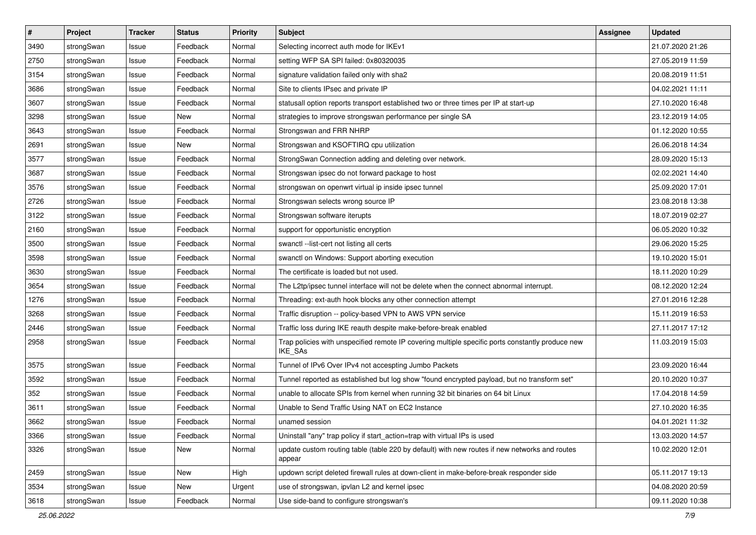| # | Project | Tracker | Status | Priority | Subject | Assignee | Updated |
|---|---|---|---|---|---|---|---|
| 3490 | strongSwan | Issue | Feedback | Normal | Selecting incorrect auth mode for IKEv1 | | 21.07.2020 21:26 |
| 2750 | strongSwan | Issue | Feedback | Normal | setting WFP SA SPI failed: 0x80320035 | | 27.05.2019 11:59 |
| 3154 | strongSwan | Issue | Feedback | Normal | signature validation failed only with sha2 | | 20.08.2019 11:51 |
| 3686 | strongSwan | Issue | Feedback | Normal | Site to clients IPsec and private IP | | 04.02.2021 11:11 |
| 3607 | strongSwan | Issue | Feedback | Normal | statusall option reports transport established two or three times per IP at start-up | | 27.10.2020 16:48 |
| 3298 | strongSwan | Issue | New | Normal | strategies to improve strongswan performance per single SA | | 23.12.2019 14:05 |
| 3643 | strongSwan | Issue | Feedback | Normal | Strongswan and FRR NHRP | | 01.12.2020 10:55 |
| 2691 | strongSwan | Issue | New | Normal | Strongswan and KSOFTIRQ cpu utilization | | 26.06.2018 14:34 |
| 3577 | strongSwan | Issue | Feedback | Normal | StrongSwan Connection adding and deleting over network. | | 28.09.2020 15:13 |
| 3687 | strongSwan | Issue | Feedback | Normal | Strongswan ipsec do not forward package to host | | 02.02.2021 14:40 |
| 3576 | strongSwan | Issue | Feedback | Normal | strongswan on openwrt virtual ip inside ipsec tunnel | | 25.09.2020 17:01 |
| 2726 | strongSwan | Issue | Feedback | Normal | Strongswan selects wrong source IP | | 23.08.2018 13:38 |
| 3122 | strongSwan | Issue | Feedback | Normal | Strongswan software iterupts | | 18.07.2019 02:27 |
| 2160 | strongSwan | Issue | Feedback | Normal | support for opportunistic encryption | | 06.05.2020 10:32 |
| 3500 | strongSwan | Issue | Feedback | Normal | swanctl --list-cert not listing all certs | | 29.06.2020 15:25 |
| 3598 | strongSwan | Issue | Feedback | Normal | swanctl on Windows: Support aborting execution | | 19.10.2020 15:01 |
| 3630 | strongSwan | Issue | Feedback | Normal | The certificate is loaded but not used. | | 18.11.2020 10:29 |
| 3654 | strongSwan | Issue | Feedback | Normal | The L2tp/ipsec tunnel interface will not be delete when the connect abnormal interrupt. | | 08.12.2020 12:24 |
| 1276 | strongSwan | Issue | Feedback | Normal | Threading: ext-auth hook blocks any other connection attempt | | 27.01.2016 12:28 |
| 3268 | strongSwan | Issue | Feedback | Normal | Traffic disruption -- policy-based VPN to AWS VPN service | | 15.11.2019 16:53 |
| 2446 | strongSwan | Issue | Feedback | Normal | Traffic loss during IKE reauth despite make-before-break enabled | | 27.11.2017 17:12 |
| 2958 | strongSwan | Issue | Feedback | Normal | Trap policies with unspecified remote IP covering multiple specific ports constantly produce new IKE_SAs | | 11.03.2019 15:03 |
| 3575 | strongSwan | Issue | Feedback | Normal | Tunnel of IPv6 Over IPv4 not accespting Jumbo Packets | | 23.09.2020 16:44 |
| 3592 | strongSwan | Issue | Feedback | Normal | Tunnel reported as established but log show "found encrypted payload, but no transform set" | | 20.10.2020 10:37 |
| 352 | strongSwan | Issue | Feedback | Normal | unable to allocate SPIs from kernel when running 32 bit binaries on 64 bit Linux | | 17.04.2018 14:59 |
| 3611 | strongSwan | Issue | Feedback | Normal | Unable to Send Traffic Using NAT on EC2 Instance | | 27.10.2020 16:35 |
| 3662 | strongSwan | Issue | Feedback | Normal | unamed session | | 04.01.2021 11:32 |
| 3366 | strongSwan | Issue | Feedback | Normal | Uninstall "any" trap policy if start_action=trap with virtual IPs is used | | 13.03.2020 14:57 |
| 3326 | strongSwan | Issue | New | Normal | update custom routing table (table 220 by default) with new routes if new networks and routes appear | | 10.02.2020 12:01 |
| 2459 | strongSwan | Issue | New | High | updown script deleted firewall rules at down-client in make-before-break responder side | | 05.11.2017 19:13 |
| 3534 | strongSwan | Issue | New | Urgent | use of strongswan, ipvlan L2 and kernel ipsec | | 04.08.2020 20:59 |
| 3618 | strongSwan | Issue | Feedback | Normal | Use side-band to configure strongswan's | | 09.11.2020 10:38 |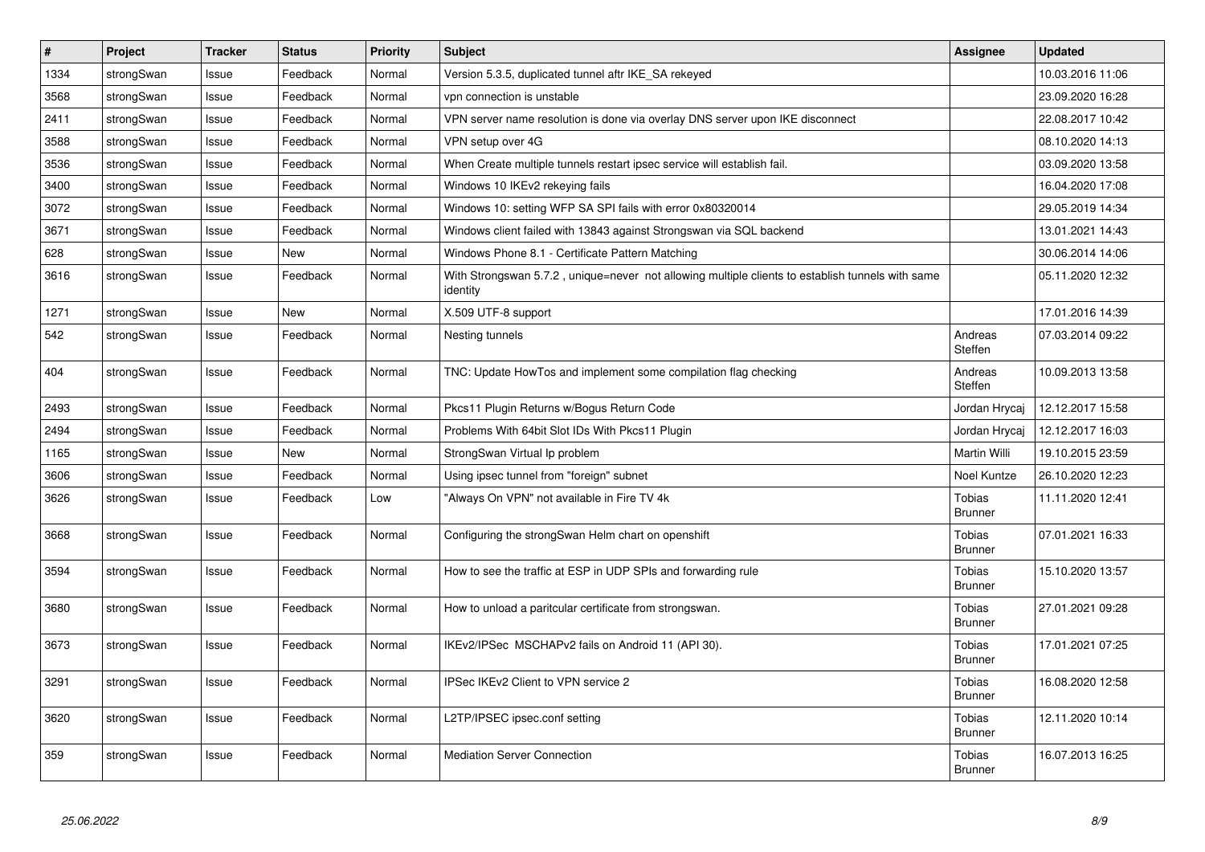| # | Project | Tracker | Status | Priority | Subject | Assignee | Updated |
|---|---|---|---|---|---|---|---|
| 1334 | strongSwan | Issue | Feedback | Normal | Version 5.3.5, duplicated tunnel aftr IKE_SA rekeyed | | 10.03.2016 11:06 |
| 3568 | strongSwan | Issue | Feedback | Normal | vpn connection is unstable | | 23.09.2020 16:28 |
| 2411 | strongSwan | Issue | Feedback | Normal | VPN server name resolution is done via overlay DNS server upon IKE disconnect | | 22.08.2017 10:42 |
| 3588 | strongSwan | Issue | Feedback | Normal | VPN setup over 4G | | 08.10.2020 14:13 |
| 3536 | strongSwan | Issue | Feedback | Normal | When Create multiple tunnels restart ipsec service will establish fail. | | 03.09.2020 13:58 |
| 3400 | strongSwan | Issue | Feedback | Normal | Windows 10 IKEv2 rekeying fails | | 16.04.2020 17:08 |
| 3072 | strongSwan | Issue | Feedback | Normal | Windows 10: setting WFP SA SPI fails with error 0x80320014 | | 29.05.2019 14:34 |
| 3671 | strongSwan | Issue | Feedback | Normal | Windows client failed with 13843 against Strongswan via SQL backend | | 13.01.2021 14:43 |
| 628 | strongSwan | Issue | New | Normal | Windows Phone 8.1 - Certificate Pattern Matching | | 30.06.2014 14:06 |
| 3616 | strongSwan | Issue | Feedback | Normal | With Strongswan 5.7.2 , unique=never not allowing multiple clients to establish tunnels with same identity | | 05.11.2020 12:32 |
| 1271 | strongSwan | Issue | New | Normal | X.509 UTF-8 support | | 17.01.2016 14:39 |
| 542 | strongSwan | Issue | Feedback | Normal | Nesting tunnels | Andreas Steffen | 07.03.2014 09:22 |
| 404 | strongSwan | Issue | Feedback | Normal | TNC: Update HowTos and implement some compilation flag checking | Andreas Steffen | 10.09.2013 13:58 |
| 2493 | strongSwan | Issue | Feedback | Normal | Pkcs11 Plugin Returns w/Bogus Return Code | Jordan Hrycaj | 12.12.2017 15:58 |
| 2494 | strongSwan | Issue | Feedback | Normal | Problems With 64bit Slot IDs With Pkcs11 Plugin | Jordan Hrycaj | 12.12.2017 16:03 |
| 1165 | strongSwan | Issue | New | Normal | StrongSwan Virtual Ip problem | Martin Willi | 19.10.2015 23:59 |
| 3606 | strongSwan | Issue | Feedback | Normal | Using ipsec tunnel from "foreign" subnet | Noel Kuntze | 26.10.2020 12:23 |
| 3626 | strongSwan | Issue | Feedback | Low | "Always On VPN" not available in Fire TV 4k | Tobias Brunner | 11.11.2020 12:41 |
| 3668 | strongSwan | Issue | Feedback | Normal | Configuring the strongSwan Helm chart on openshift | Tobias Brunner | 07.01.2021 16:33 |
| 3594 | strongSwan | Issue | Feedback | Normal | How to see the traffic at ESP in UDP SPIs and forwarding rule | Tobias Brunner | 15.10.2020 13:57 |
| 3680 | strongSwan | Issue | Feedback | Normal | How to unload a paritcular certificate from strongswan. | Tobias Brunner | 27.01.2021 09:28 |
| 3673 | strongSwan | Issue | Feedback | Normal | IKEv2/IPSec MSCHAPv2 fails on Android 11 (API 30). | Tobias Brunner | 17.01.2021 07:25 |
| 3291 | strongSwan | Issue | Feedback | Normal | IPSec IKEv2 Client to VPN service 2 | Tobias Brunner | 16.08.2020 12:58 |
| 3620 | strongSwan | Issue | Feedback | Normal | L2TP/IPSEC ipsec.conf setting | Tobias Brunner | 12.11.2020 10:14 |
| 359 | strongSwan | Issue | Feedback | Normal | Mediation Server Connection | Tobias Brunner | 16.07.2013 16:25 |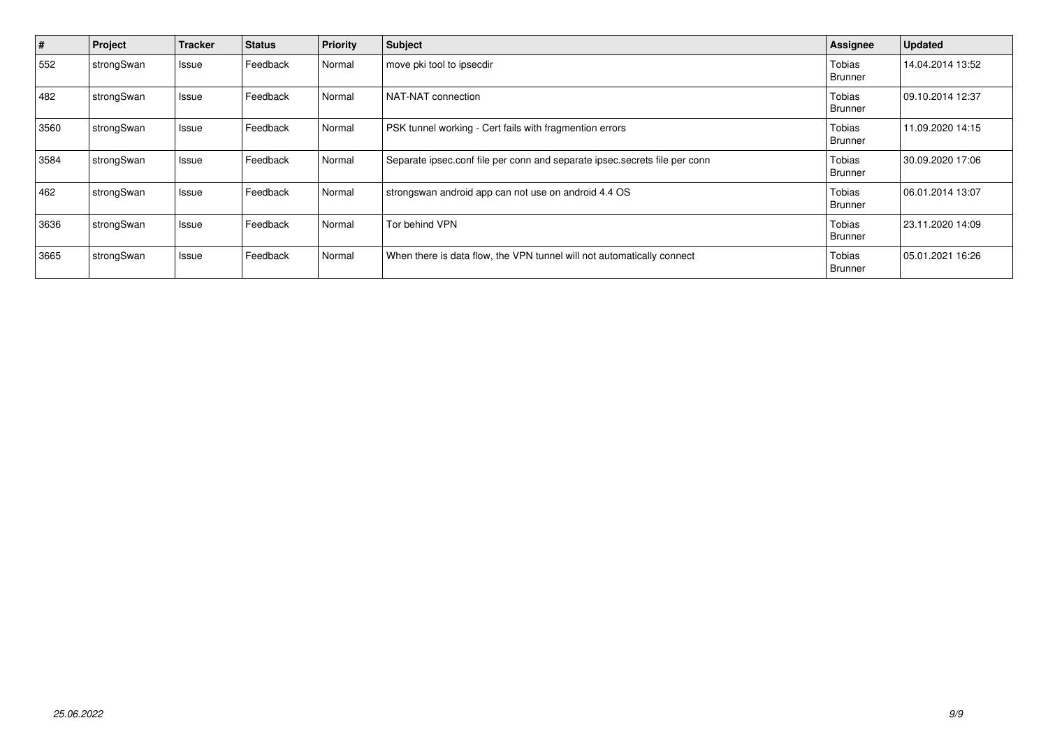| # | Project | Tracker | Status | Priority | Subject | Assignee | Updated |
| --- | --- | --- | --- | --- | --- | --- | --- |
| 552 | strongSwan | Issue | Feedback | Normal | move pki tool to ipsecdir | Tobias Brunner | 14.04.2014 13:52 |
| 482 | strongSwan | Issue | Feedback | Normal | NAT-NAT connection | Tobias Brunner | 09.10.2014 12:37 |
| 3560 | strongSwan | Issue | Feedback | Normal | PSK tunnel working - Cert fails with fragmention errors | Tobias Brunner | 11.09.2020 14:15 |
| 3584 | strongSwan | Issue | Feedback | Normal | Separate ipsec.conf file per conn and separate ipsec.secrets file per conn | Tobias Brunner | 30.09.2020 17:06 |
| 462 | strongSwan | Issue | Feedback | Normal | strongswan android app can not use on android 4.4 OS | Tobias Brunner | 06.01.2014 13:07 |
| 3636 | strongSwan | Issue | Feedback | Normal | Tor behind VPN | Tobias Brunner | 23.11.2020 14:09 |
| 3665 | strongSwan | Issue | Feedback | Normal | When there is data flow, the VPN tunnel will not automatically connect | Tobias Brunner | 05.01.2021 16:26 |